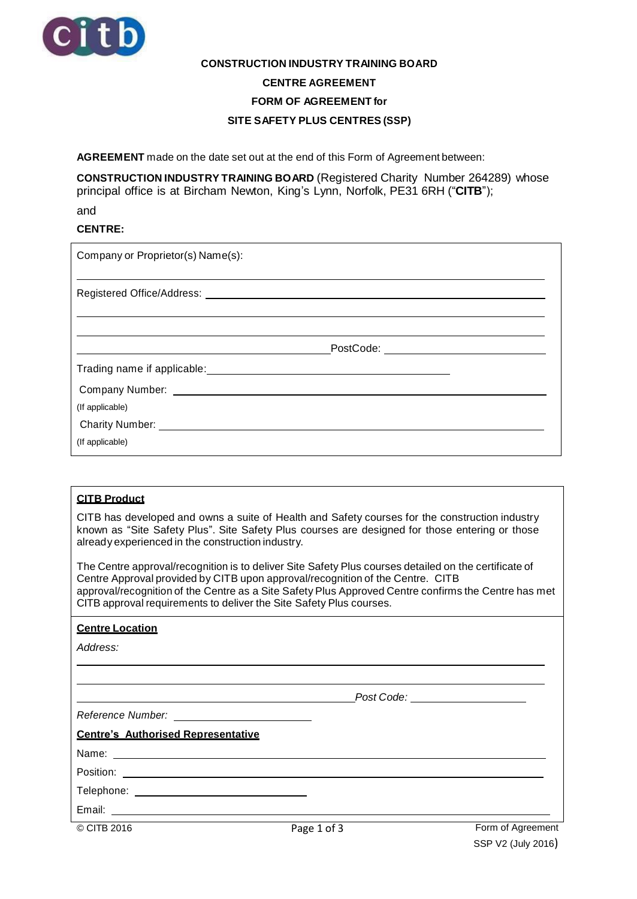**CONSTRUCTION INDUSTRY TRAINING BOARD**

**CENTRE AGREEMENT**

**FORM OF AGREEMENT for**

**SITE SAFETY PLUS CENTRES (SSP)**

**AGREEMENT** made on the date set out at the end of this Form of Agreement between:

**CONSTRUCTION INDUSTRY TRAINING BOARD** (Registered Charity Number 264289) whose principal office is at Bircham Newton, King's Lynn, Norfolk, PE31 6RH ("**CITB**");

and

**CENTRE:**

Company or Proprietor(s) Name(s): ______________________________

Registered Office/Address: ______________________________

______________________________

______________________________

______________________________ PostCode: ______________

Trading name if applicable: ______________________________

Company Number: ______________________________
(If applicable)

Charity Number: ______________________________
(If applicable)

**CITB Product**

CITB has developed and owns a suite of Health and Safety courses for the construction industry known as "Site Safety Plus". Site Safety Plus courses are designed for those entering or those already experienced in the construction industry.

The Centre approval/recognition is to deliver Site Safety Plus courses detailed on the certificate of Centre Approval provided by CITB upon approval/recognition of the Centre. CITB approval/recognition of the Centre as a Site Safety Plus Approved Centre confirms the Centre has met CITB approval requirements to deliver the Site Safety Plus courses.

**Centre Location**

*Address:*

______________________________

______________________________

______________________________ *Post Code:* ______________

*Reference Number:* ______________

**Centre's Authorised Representative**

Name: ______________________________

Position: ______________________________

Telephone: ______________________________

Email: ______________________________

© CITB 2016

Form of Agreement SSP V2 (July 2016)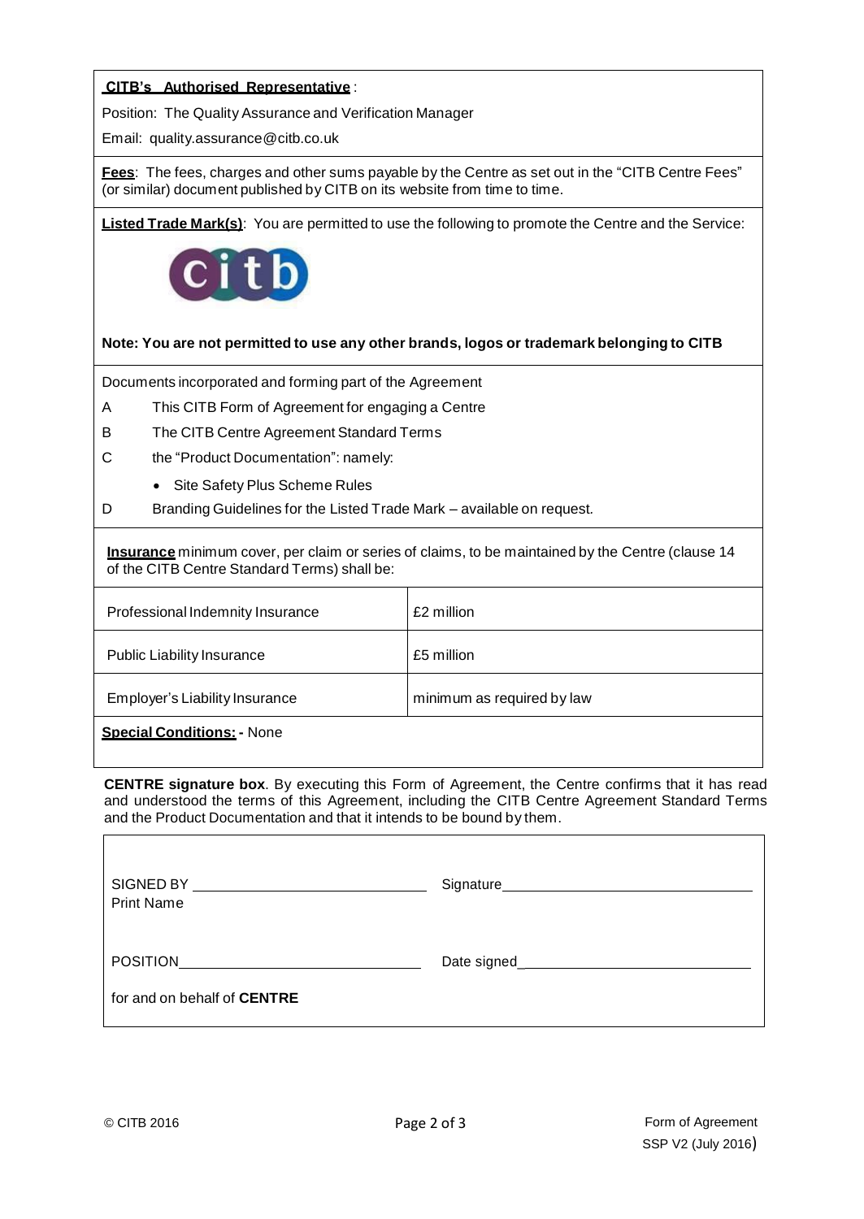**CITB's Authorised Representative** :

Position: The Quality Assurance and Verification Manager

Email: quality.assurance@citb.co.uk

**Fees**: The fees, charges and other sums payable by the Centre as set out in the "CITB Centre Fees" (or similar) document published by CITB on its website from time to time.

**Listed Trade Mark(s)**: You are permitted to use the following to promote the Centre and the Service:

**Note: You are not permitted to use any other brands, logos or trademark belonging to CITB**

Documents incorporated and forming part of the Agreement

A This CITB Form of Agreement for engaging a Centre

B The CITB Centre Agreement Standard Terms

C the "Product Documentation": namely:

- Site Safety Plus Scheme Rules

D Branding Guidelines for the Listed Trade Mark – available on request.

**Insurance** minimum cover, per claim or series of claims, to be maintained by the Centre (clause 14 of the CITB Centre Standard Terms) shall be:

| | |
|---|---|
| Professional Indemnity Insurance | £2 million |
| Public Liability Insurance | £5 million |
| Employer's Liability Insurance | minimum as required by law |

**Special Conditions: -** None

**CENTRE signature box**. By executing this Form of Agreement, the Centre confirms that it has read and understood the terms of this Agreement, including the CITB Centre Agreement Standard Terms and the Product Documentation and that it intends to be bound by them.

SIGNED BY ______________________ Signature ______________________
Print Name

POSITION ______________________ Date signed ______________________

for and on behalf of **CENTRE**

© CITB 2016 Form of Agreement SSP V2 (July 2016)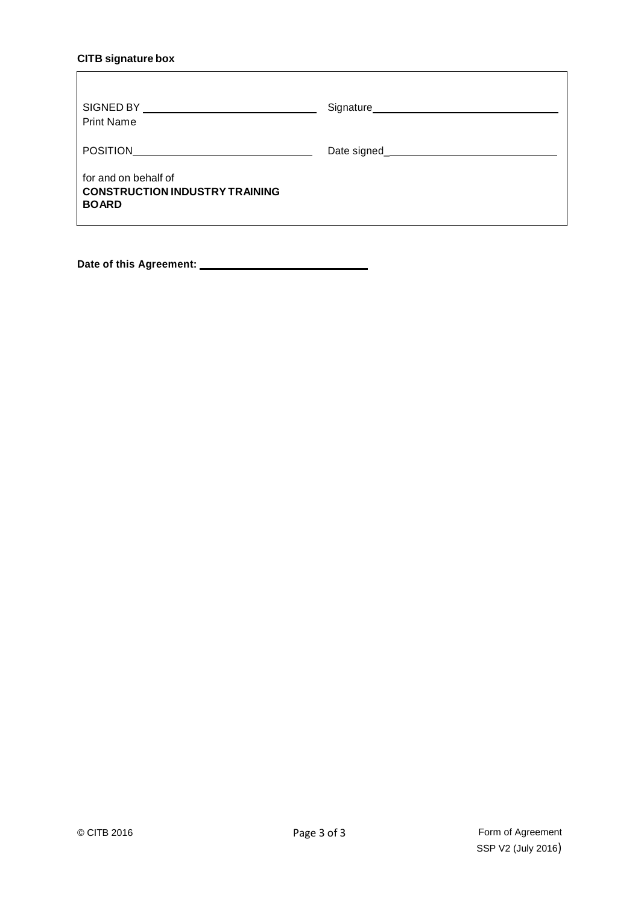**CITB signature box**

| | |
|---|---|
| SIGNED BY ______________________________<br>Print Name | Signature______________________________ |
| POSITION______________________________ | Date signed______________________________ |
| for and on behalf of<br>**CONSTRUCTION INDUSTRY TRAINING BOARD** | |

**Date of this Agreement:** ______________________________

© CITB 2016

Form of Agreement
SSP V2 (July 2016)